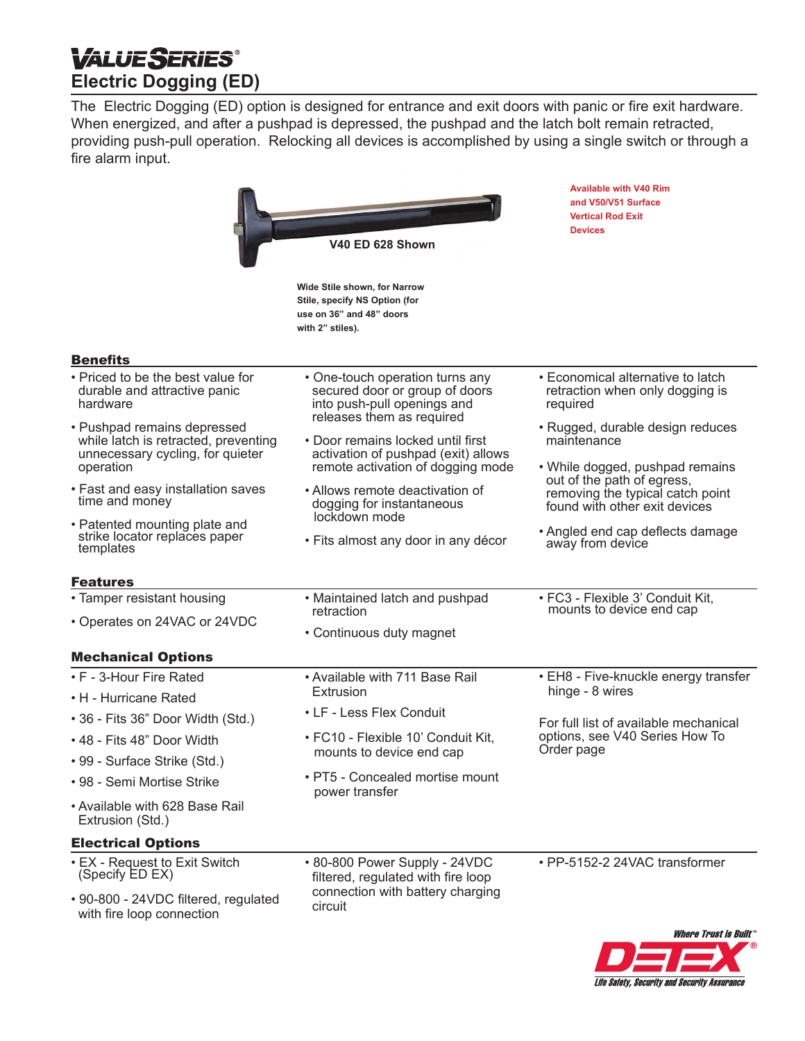# VALUE SERIES®

## Electric Dogging (ED)

The Electric Dogging (ED) option is designed for entrance and exit doors with panic or fire exit hardware. When energized, and after a pushpad is depressed, the pushpad and the latch bolt remain retracted, providing push-pull operation. Relocking all devices is accomplished by using a single switch or through a fire alarm input.

V40 ED 628 Shown

**Available with V40 Rim and V50/V51 Surface Vertical Rod Exit Devices**

**Wide Stile shown, for Narrow Stile, specify NS Option (for use on 36" and 48" doors with 2" stiles).**

### Benefits

- Priced to be the best value for durable and attractive panic hardware
- Pushpad remains depressed while latch is retracted, preventing unnecessary cycling, for quieter operation
- Fast and easy installation saves time and money
- Patented mounting plate and strike locator replaces paper templates
- One-touch operation turns any secured door or group of doors into push-pull openings and releases them as required
- Door remains locked until first activation of pushpad (exit) allows remote activation of dogging mode
- Allows remote deactivation of dogging for instantaneous lockdown mode
- Fits almost any door in any décor
- Economical alternative to latch retraction when only dogging is required
- Rugged, durable design reduces maintenance
- While dogged, pushpad remains out of the path of egress, removing the typical catch point found with other exit devices
- Angled end cap deflects damage away from device

### Features

- Tamper resistant housing
- Operates on 24VAC or 24VDC
- Maintained latch and pushpad retraction
- Continuous duty magnet
- FC3 - Flexible 3' Conduit Kit, mounts to device end cap

### Mechanical Options

- F - 3-Hour Fire Rated
- H - Hurricane Rated
- 36 - Fits 36" Door Width (Std.)
- 48 - Fits 48" Door Width
- 99 - Surface Strike (Std.)
- 98 - Semi Mortise Strike
- Available with 628 Base Rail Extrusion (Std.)
- Available with 711 Base Rail Extrusion
- LF - Less Flex Conduit
- FC10 - Flexible 10' Conduit Kit, mounts to device end cap
- PT5 - Concealed mortise mount power transfer
- EH8 - Five-knuckle energy transfer hinge - 8 wires

For full list of available mechanical options, see V40 Series How To Order page

### Electrical Options

- EX - Request to Exit Switch (Specify ED EX)
- 90-800 - 24VDC filtered, regulated with fire loop connection
- 80-800 Power Supply - 24VDC filtered, regulated with fire loop connection with battery charging circuit
- PP-5152-2 24VAC transformer

*Where Trust is Built™*

DETEX®

*Life Safety, Security and Security Assurance*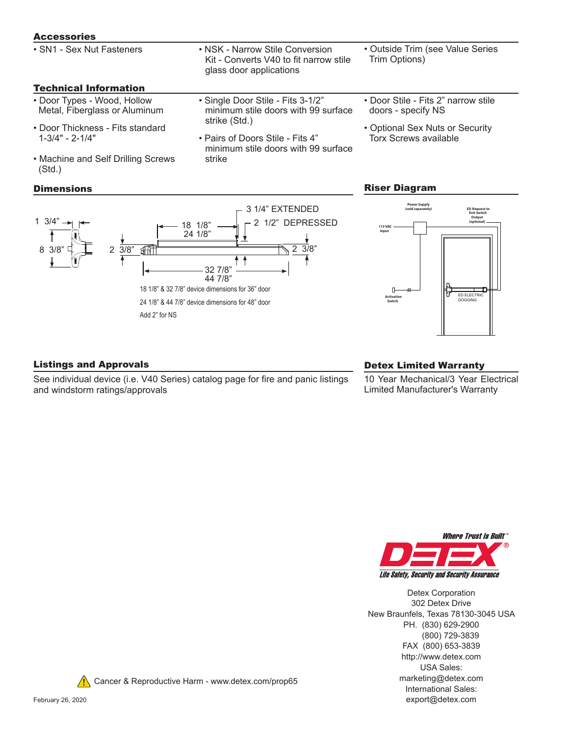## Accessories

- SN1 - Sex Nut Fasteners
- NSK - Narrow Stile Conversion Kit - Converts V40 to fit narrow stile glass door applications
- Outside Trim (see Value Series Trim Options)

## Technical Information

- Door Types - Wood, Hollow Metal, Fiberglass or Aluminum
- Door Thickness - Fits standard 1-3/4" - 2-1/4"
- Machine and Self Drilling Screws (Std.)
- Single Door Stile - Fits 3-1/2" minimum stile doors with 99 surface strike (Std.)
- Pairs of Doors Stile - Fits 4" minimum stile doors with 99 surface strike
- Door Stile - Fits 2" narrow stile doors - specify NS
- Optional Sex Nuts or Security Torx Screws available

## Dimensions

1 3/4"
8 3/8"
2 3/8"
18 1/8"
24 1/8"
3 1/4" EXTENDED
2 1/2" DEPRESSED
2 3/8"
32 7/8"
44 7/8"

18 1/8" & 32 7/8" device dimensions for 36" door

24 1/8" & 44 7/8" device dimensions for 48" door

Add 2" for NS

## Riser Diagram

Power Supply (sold separately)
115 VAC Input
EX-Request to Exit Switch Output (optional)
Activation Switch
ED ELECTRIC DOGGING

## Listings and Approvals

See individual device (i.e. V40 Series) catalog page for fire and panic listings and windstorm ratings/approvals

## Detex Limited Warranty

10 Year Mechanical/3 Year Electrical Limited Manufacturer's Warranty

Where Trust is Built™

DETEX®

Life Safety, Security and Security Assurance

Detex Corporation
302 Detex Drive
New Braunfels, Texas 78130-3045 USA
PH. (830) 629-2900
(800) 729-3839
FAX (800) 653-3839
http://www.detex.com
USA Sales:
marketing@detex.com
International Sales:
export@detex.com

⚠ Cancer & Reproductive Harm - www.detex.com/prop65

February 26, 2020